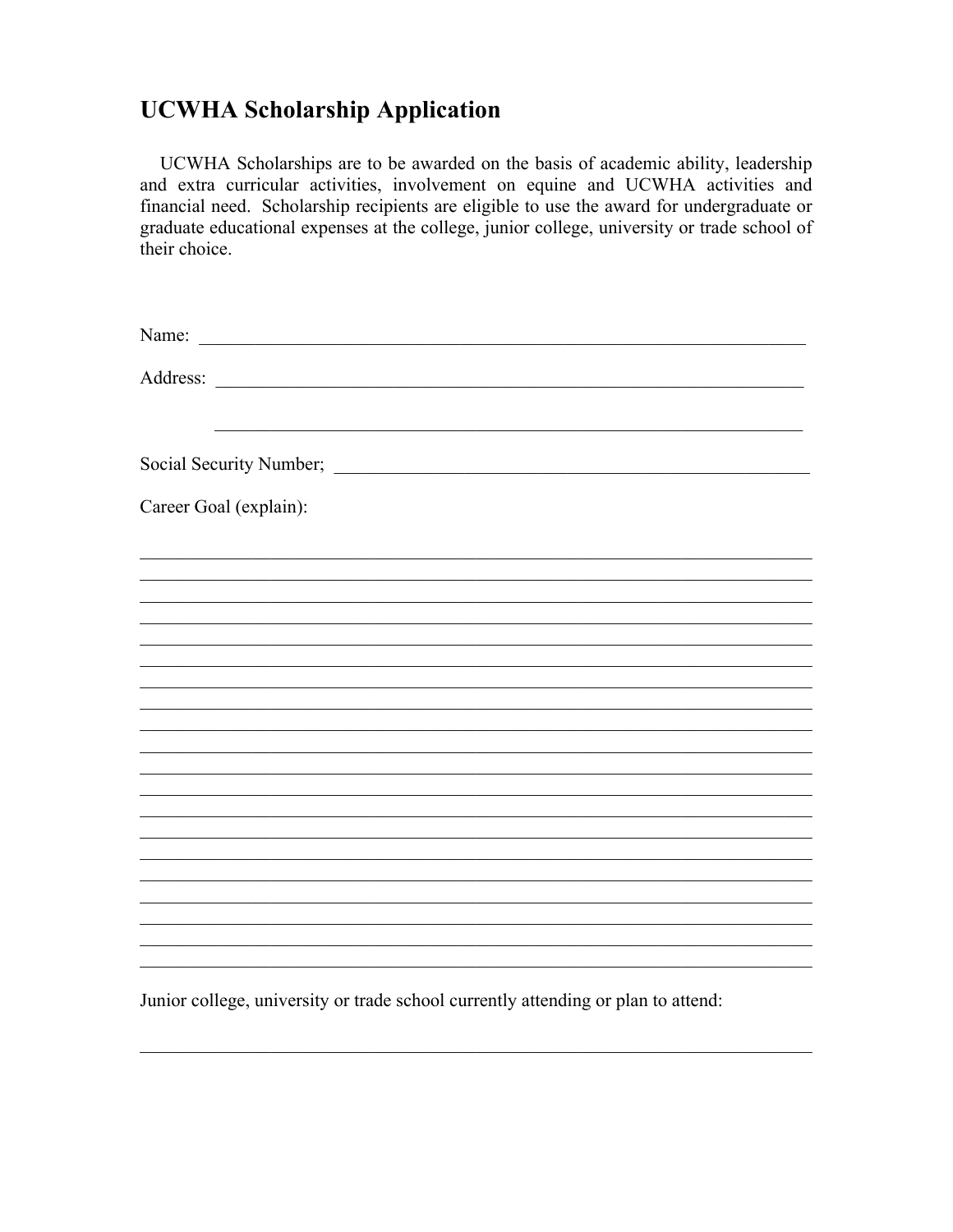## UCWHA Scholarship Application

UCWHA Scholarships are to be awarded on the basis of academic ability, leadership and extra curricular activities, involvement on equine and UCWHA activities and financial need. Scholarship recipients are eligible to use the award for undergraduate or graduate educational expenses at the college, junior college, university or trade school of their choice.

Name: ______________________________________________________________________

Address: ____________________________________________________________________

____________________________________________________________________

Social Security Number; ______________________________________________________

Career Goal (explain):

______________________________________________________________________________
______________________________________________________________________________
______________________________________________________________________________
______________________________________________________________________________
______________________________________________________________________________
______________________________________________________________________________
______________________________________________________________________________
______________________________________________________________________________
______________________________________________________________________________
______________________________________________________________________________
______________________________________________________________________________
______________________________________________________________________________
______________________________________________________________________________
______________________________________________________________________________
______________________________________________________________________________
______________________________________________________________________________
______________________________________________________________________________
______________________________________________________________________________
______________________________________________________________________________
______________________________________________________________________________

Junior college, university or trade school currently attending or plan to attend:

______________________________________________________________________________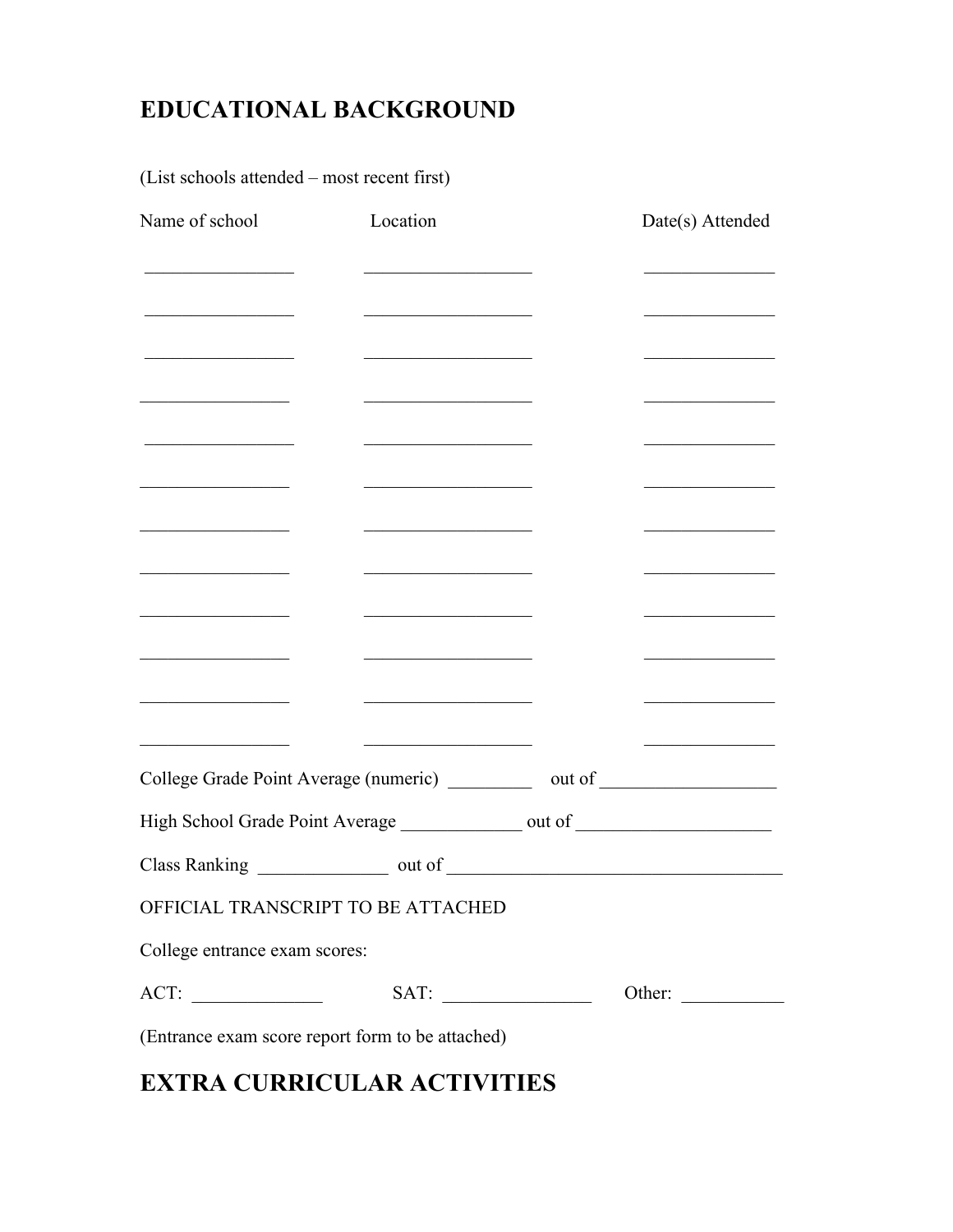# EDUCATIONAL BACKGROUND

(List schools attended – most recent first)

| Name of school | Location | Date(s) Attended |
| --- | --- | --- |
| ________________ | __________________ | ______________ |
| ________________ | __________________ | ______________ |
| ________________ | __________________ | ______________ |
| ________________ | __________________ | ______________ |
| ________________ | __________________ | ______________ |
| ________________ | __________________ | ______________ |
| ________________ | __________________ | ______________ |
| ________________ | __________________ | ______________ |
| ________________ | __________________ | ______________ |
| ________________ | __________________ | ______________ |
| ________________ | __________________ | ______________ |
| ________________ | __________________ | ______________ |

College Grade Point Average (numeric) _________ out of ___________________

High School Grade Point Average _____________ out of ____________________

Class Ranking ______________ out of ___________________________________

OFFICIAL TRANSCRIPT TO BE ATTACHED

College entrance exam scores:

ACT: ______________ SAT: ________________ Other: ___________

(Entrance exam score report form to be attached)

# EXTRA CURRICULAR ACTIVITIES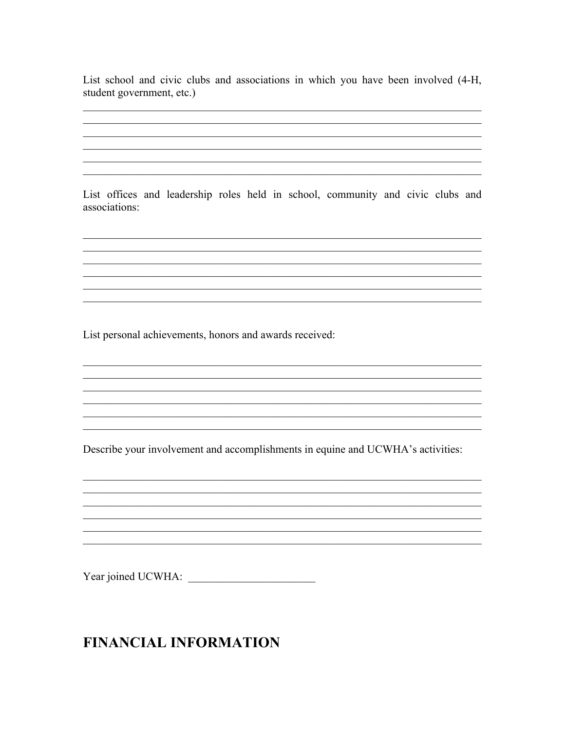List school and civic clubs and associations in which you have been involved (4-H, student government, etc.)

______________________________________________________________________________
______________________________________________________________________________
______________________________________________________________________________
______________________________________________________________________________
______________________________________________________________________________
______________________________________________________________________________

List offices and leadership roles held in school, community and civic clubs and associations:

______________________________________________________________________________
______________________________________________________________________________
______________________________________________________________________________
______________________________________________________________________________
______________________________________________________________________________
______________________________________________________________________________

List personal achievements, honors and awards received:

______________________________________________________________________________
______________________________________________________________________________
______________________________________________________________________________
______________________________________________________________________________
______________________________________________________________________________
______________________________________________________________________________

Describe your involvement and accomplishments in equine and UCWHA's activities:

______________________________________________________________________________
______________________________________________________________________________
______________________________________________________________________________
______________________________________________________________________________
______________________________________________________________________________
______________________________________________________________________________

Year joined UCWHA: ________________________

# FINANCIAL INFORMATION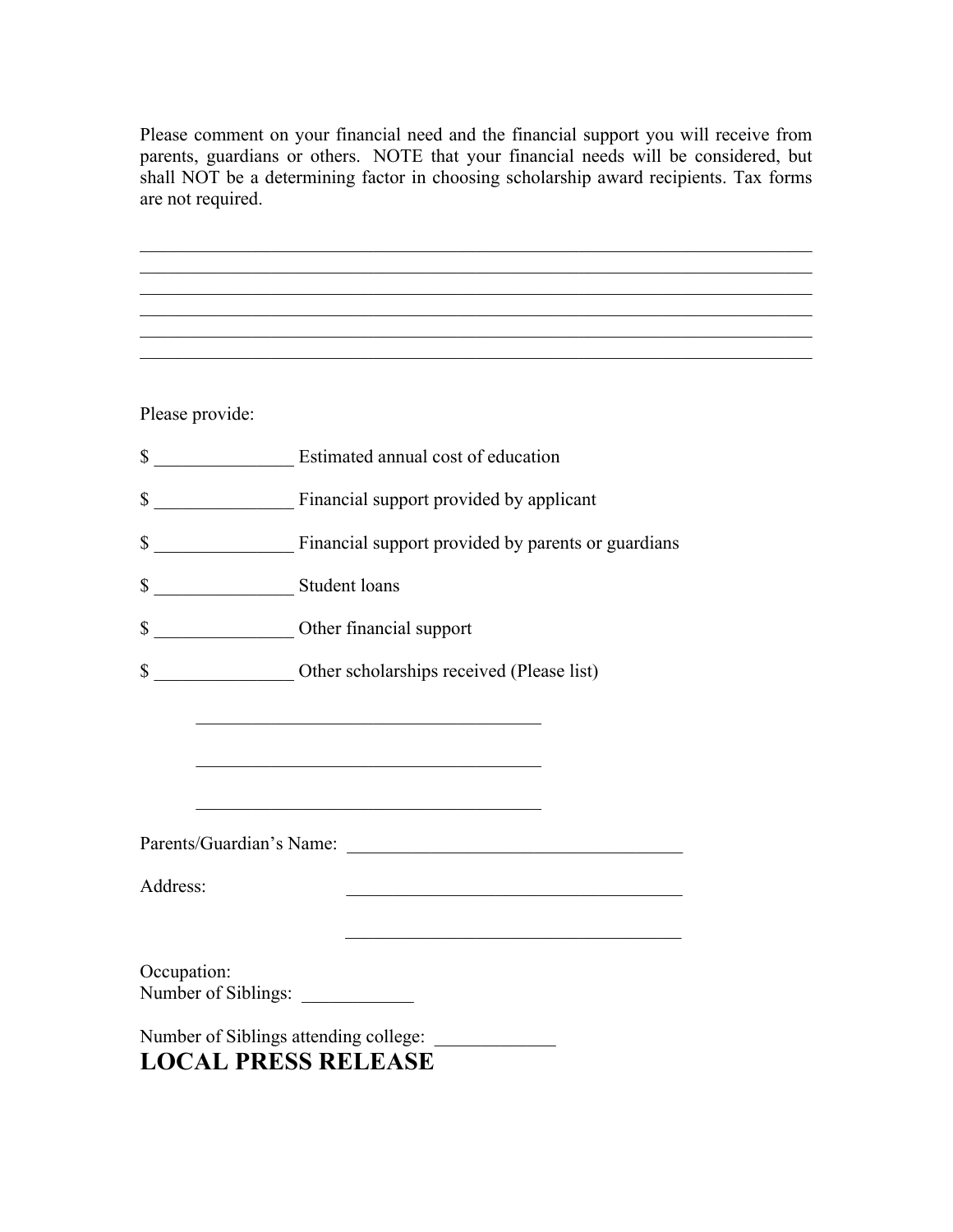Please comment on your financial need and the financial support you will receive from parents, guardians or others. NOTE that your financial needs will be considered, but shall NOT be a determining factor in choosing scholarship award recipients. Tax forms are not required.

______________________________________________________________________________
______________________________________________________________________________
______________________________________________________________________________
______________________________________________________________________________
______________________________________________________________________________
______________________________________________________________________________

Please provide:

$ _______________ Estimated annual cost of education

$ _______________ Financial support provided by applicant

$ _______________ Financial support provided by parents or guardians

$ _______________ Student loans

$ _______________ Other financial support

$ _______________ Other scholarships received (Please list)

______________________________________

______________________________________

______________________________________

Parents/Guardian's Name: _____________________________________

Address: _____________________________________

_____________________________________

Occupation:

Number of Siblings: ____________

Number of Siblings attending college: _____________

# LOCAL PRESS RELEASE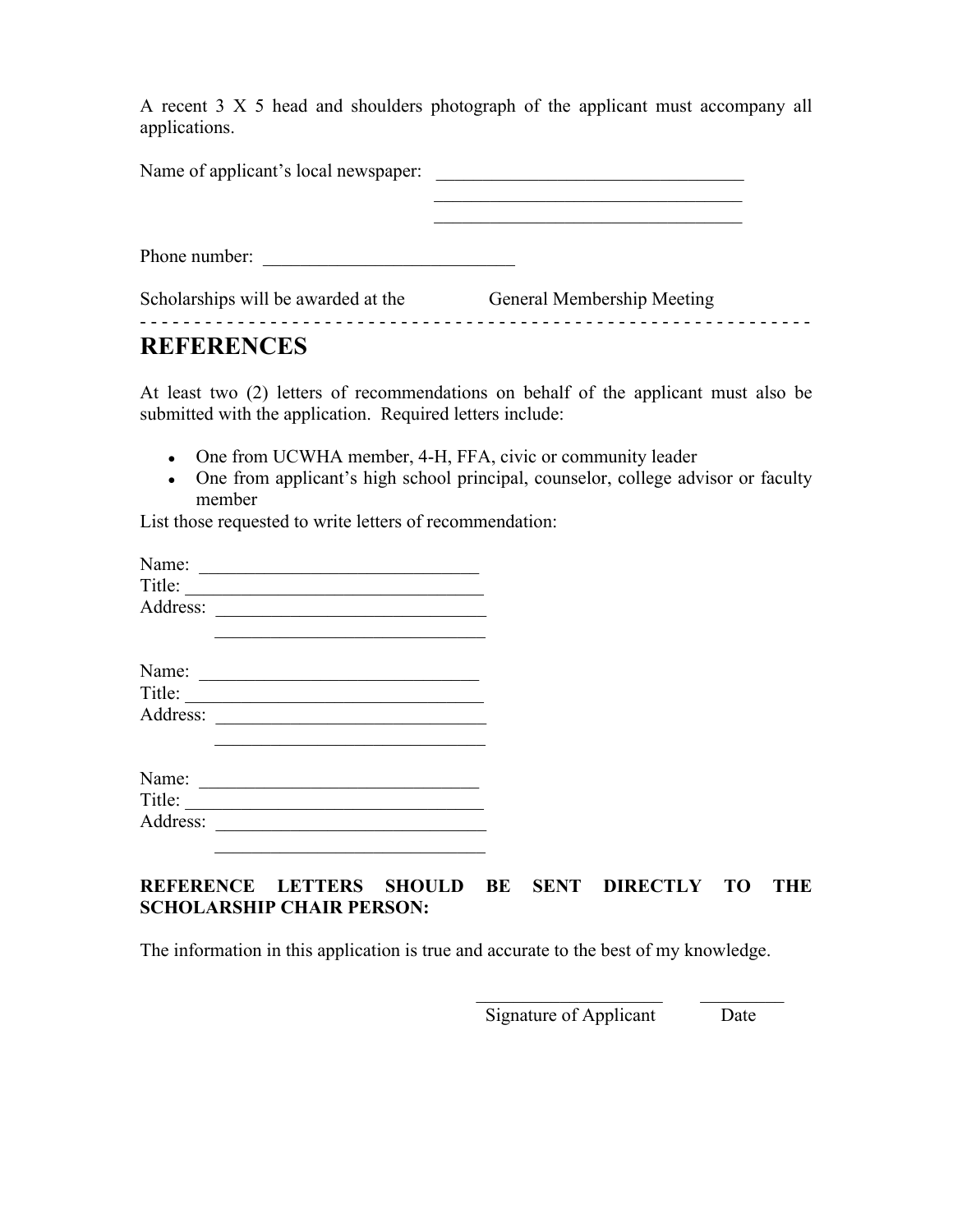A recent 3 X 5 head and shoulders photograph of the applicant must accompany all applications.

Name of applicant's local newspaper: ________________________________

________________________________

________________________________

Phone number: ___________________________

Scholarships will be awarded at the General Membership Meeting

- - - - - - - - - - - - - - - - - - - - - - - - - - - - - - - - - - - - - - - - - - - - - - - - - - - - - - - - - - - - - -

# REFERENCES

At least two (2) letters of recommendations on behalf of the applicant must also be submitted with the application. Required letters include:

- One from UCWHA member, 4-H, FFA, civic or community leader
- One from applicant's high school principal, counselor, college advisor or faculty member

List those requested to write letters of recommendation:

Name: ______________________________
Title: ________________________________
Address: ______________________________
______________________________

Name: ______________________________
Title: ________________________________
Address: ______________________________
______________________________

Name: ______________________________
Title: ________________________________
Address: ______________________________
______________________________

**REFERENCE LETTERS SHOULD BE SENT DIRECTLY TO THE SCHOLARSHIP CHAIR PERSON:**

The information in this application is true and accurate to the best of my knowledge.

____________________ __________
Signature of Applicant Date